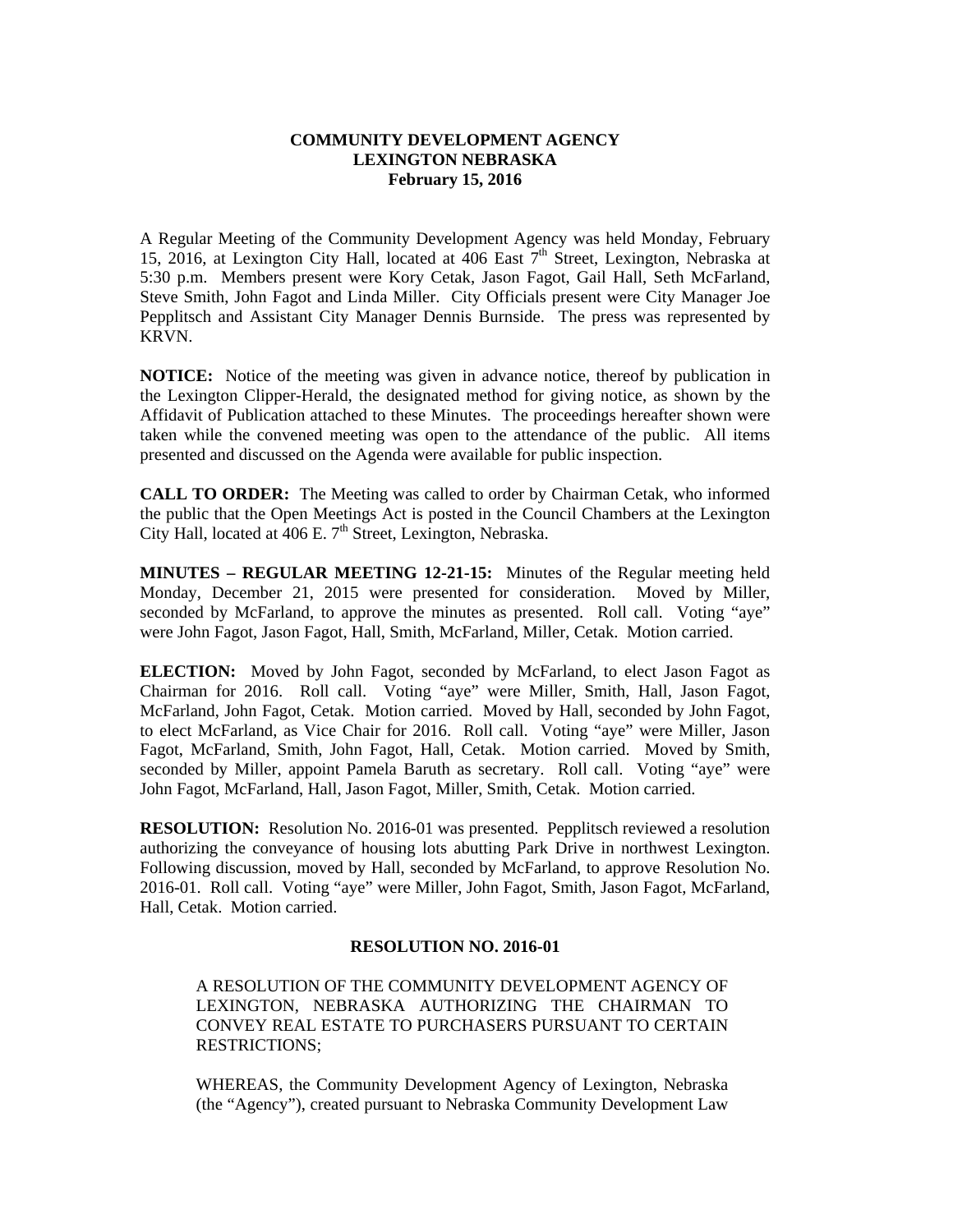**COMMUNITY DEVELOPMENT AGENCY**
**LEXINGTON NEBRASKA**
**February 15, 2016**

A Regular Meeting of the Community Development Agency was held Monday, February 15, 2016, at Lexington City Hall, located at 406 East 7th Street, Lexington, Nebraska at 5:30 p.m. Members present were Kory Cetak, Jason Fagot, Gail Hall, Seth McFarland, Steve Smith, John Fagot and Linda Miller. City Officials present were City Manager Joe Pepplitsch and Assistant City Manager Dennis Burnside. The press was represented by KRVN.

**NOTICE:** Notice of the meeting was given in advance notice, thereof by publication in the Lexington Clipper-Herald, the designated method for giving notice, as shown by the Affidavit of Publication attached to these Minutes. The proceedings hereafter shown were taken while the convened meeting was open to the attendance of the public. All items presented and discussed on the Agenda were available for public inspection.

**CALL TO ORDER:** The Meeting was called to order by Chairman Cetak, who informed the public that the Open Meetings Act is posted in the Council Chambers at the Lexington City Hall, located at 406 E. 7th Street, Lexington, Nebraska.

**MINUTES – REGULAR MEETING 12-21-15:** Minutes of the Regular meeting held Monday, December 21, 2015 were presented for consideration. Moved by Miller, seconded by McFarland, to approve the minutes as presented. Roll call. Voting "aye" were John Fagot, Jason Fagot, Hall, Smith, McFarland, Miller, Cetak. Motion carried.

**ELECTION:** Moved by John Fagot, seconded by McFarland, to elect Jason Fagot as Chairman for 2016. Roll call. Voting "aye" were Miller, Smith, Hall, Jason Fagot, McFarland, John Fagot, Cetak. Motion carried. Moved by Hall, seconded by John Fagot, to elect McFarland, as Vice Chair for 2016. Roll call. Voting "aye" were Miller, Jason Fagot, McFarland, Smith, John Fagot, Hall, Cetak. Motion carried. Moved by Smith, seconded by Miller, appoint Pamela Baruth as secretary. Roll call. Voting "aye" were John Fagot, McFarland, Hall, Jason Fagot, Miller, Smith, Cetak. Motion carried.

**RESOLUTION:** Resolution No. 2016-01 was presented. Pepplitsch reviewed a resolution authorizing the conveyance of housing lots abutting Park Drive in northwest Lexington. Following discussion, moved by Hall, seconded by McFarland, to approve Resolution No. 2016-01. Roll call. Voting "aye" were Miller, John Fagot, Smith, Jason Fagot, McFarland, Hall, Cetak. Motion carried.

**RESOLUTION NO. 2016-01**

A RESOLUTION OF THE COMMUNITY DEVELOPMENT AGENCY OF LEXINGTON, NEBRASKA AUTHORIZING THE CHAIRMAN TO CONVEY REAL ESTATE TO PURCHASERS PURSUANT TO CERTAIN RESTRICTIONS;

WHEREAS, the Community Development Agency of Lexington, Nebraska (the "Agency"), created pursuant to Nebraska Community Development Law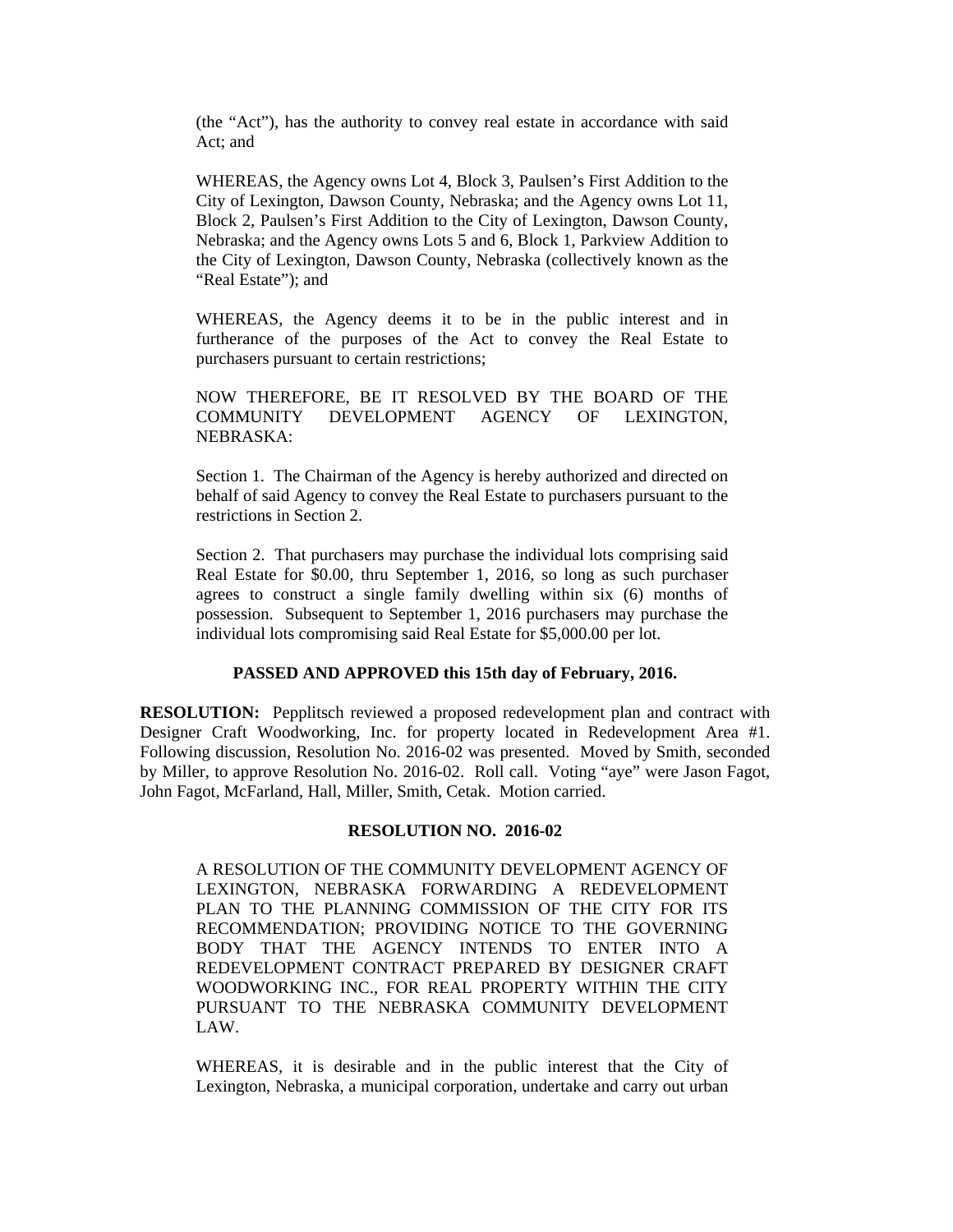(the "Act"), has the authority to convey real estate in accordance with said Act; and

WHEREAS, the Agency owns Lot 4, Block 3, Paulsen's First Addition to the City of Lexington, Dawson County, Nebraska; and the Agency owns Lot 11, Block 2, Paulsen's First Addition to the City of Lexington, Dawson County, Nebraska; and the Agency owns Lots 5 and 6, Block 1, Parkview Addition to the City of Lexington, Dawson County, Nebraska (collectively known as the "Real Estate"); and

WHEREAS, the Agency deems it to be in the public interest and in furtherance of the purposes of the Act to convey the Real Estate to purchasers pursuant to certain restrictions;

NOW THEREFORE, BE IT RESOLVED BY THE BOARD OF THE COMMUNITY DEVELOPMENT AGENCY OF LEXINGTON, NEBRASKA:

Section 1. The Chairman of the Agency is hereby authorized and directed on behalf of said Agency to convey the Real Estate to purchasers pursuant to the restrictions in Section 2.

Section 2. That purchasers may purchase the individual lots comprising said Real Estate for $0.00, thru September 1, 2016, so long as such purchaser agrees to construct a single family dwelling within six (6) months of possession. Subsequent to September 1, 2016 purchasers may purchase the individual lots compromising said Real Estate for $5,000.00 per lot.

**PASSED AND APPROVED this 15th day of February, 2016.**

**RESOLUTION:** Pepplitsch reviewed a proposed redevelopment plan and contract with Designer Craft Woodworking, Inc. for property located in Redevelopment Area #1. Following discussion, Resolution No. 2016-02 was presented. Moved by Smith, seconded by Miller, to approve Resolution No. 2016-02. Roll call. Voting "aye" were Jason Fagot, John Fagot, McFarland, Hall, Miller, Smith, Cetak. Motion carried.

**RESOLUTION NO. 2016-02**

A RESOLUTION OF THE COMMUNITY DEVELOPMENT AGENCY OF LEXINGTON, NEBRASKA FORWARDING A REDEVELOPMENT PLAN TO THE PLANNING COMMISSION OF THE CITY FOR ITS RECOMMENDATION; PROVIDING NOTICE TO THE GOVERNING BODY THAT THE AGENCY INTENDS TO ENTER INTO A REDEVELOPMENT CONTRACT PREPARED BY DESIGNER CRAFT WOODWORKING INC., FOR REAL PROPERTY WITHIN THE CITY PURSUANT TO THE NEBRASKA COMMUNITY DEVELOPMENT LAW.

WHEREAS, it is desirable and in the public interest that the City of Lexington, Nebraska, a municipal corporation, undertake and carry out urban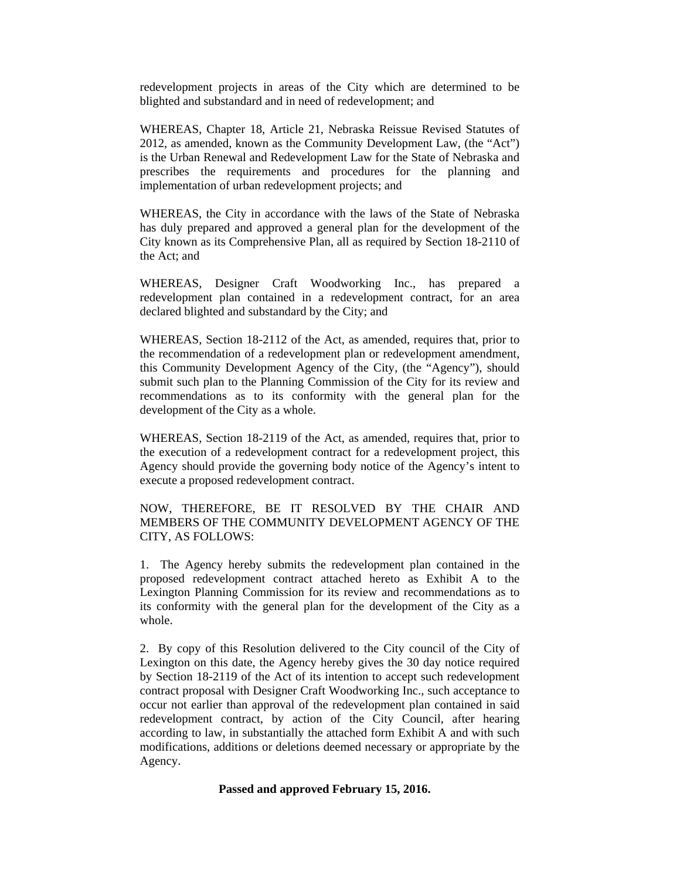redevelopment projects in areas of the City which are determined to be blighted and substandard and in need of redevelopment; and

WHEREAS, Chapter 18, Article 21, Nebraska Reissue Revised Statutes of 2012, as amended, known as the Community Development Law, (the "Act") is the Urban Renewal and Redevelopment Law for the State of Nebraska and prescribes the requirements and procedures for the planning and implementation of urban redevelopment projects; and

WHEREAS, the City in accordance with the laws of the State of Nebraska has duly prepared and approved a general plan for the development of the City known as its Comprehensive Plan, all as required by Section 18-2110 of the Act; and

WHEREAS, Designer Craft Woodworking Inc., has prepared a redevelopment plan contained in a redevelopment contract, for an area declared blighted and substandard by the City; and

WHEREAS, Section 18-2112 of the Act, as amended, requires that, prior to the recommendation of a redevelopment plan or redevelopment amendment, this Community Development Agency of the City, (the "Agency"), should submit such plan to the Planning Commission of the City for its review and recommendations as to its conformity with the general plan for the development of the City as a whole.

WHEREAS, Section 18-2119 of the Act, as amended, requires that, prior to the execution of a redevelopment contract for a redevelopment project, this Agency should provide the governing body notice of the Agency's intent to execute a proposed redevelopment contract.

NOW, THEREFORE, BE IT RESOLVED BY THE CHAIR AND MEMBERS OF THE COMMUNITY DEVELOPMENT AGENCY OF THE CITY, AS FOLLOWS:

1. The Agency hereby submits the redevelopment plan contained in the proposed redevelopment contract attached hereto as Exhibit A to the Lexington Planning Commission for its review and recommendations as to its conformity with the general plan for the development of the City as a whole.

2. By copy of this Resolution delivered to the City council of the City of Lexington on this date, the Agency hereby gives the 30 day notice required by Section 18-2119 of the Act of its intention to accept such redevelopment contract proposal with Designer Craft Woodworking Inc., such acceptance to occur not earlier than approval of the redevelopment plan contained in said redevelopment contract, by action of the City Council, after hearing according to law, in substantially the attached form Exhibit A and with such modifications, additions or deletions deemed necessary or appropriate by the Agency.

**Passed and approved February 15, 2016.**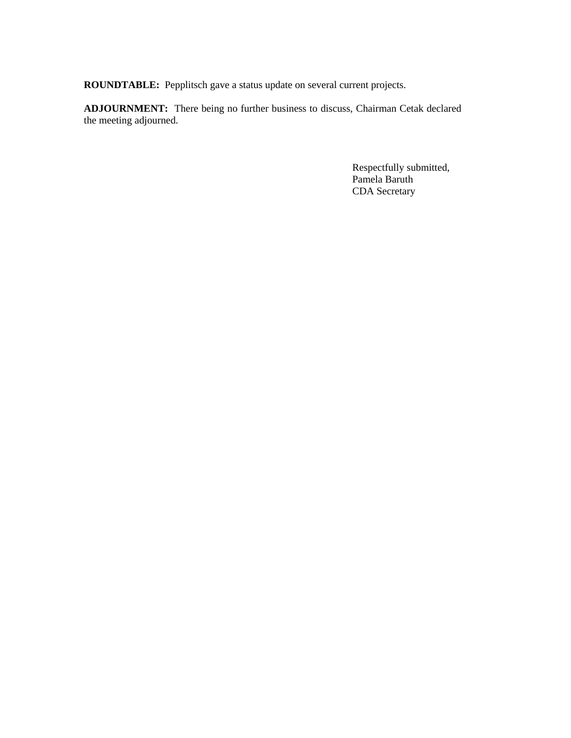**ROUNDTABLE:** Pepplitsch gave a status update on several current projects.

**ADJOURNMENT:** There being no further business to discuss, Chairman Cetak declared the meeting adjourned.

Respectfully submitted,
Pamela Baruth
CDA Secretary